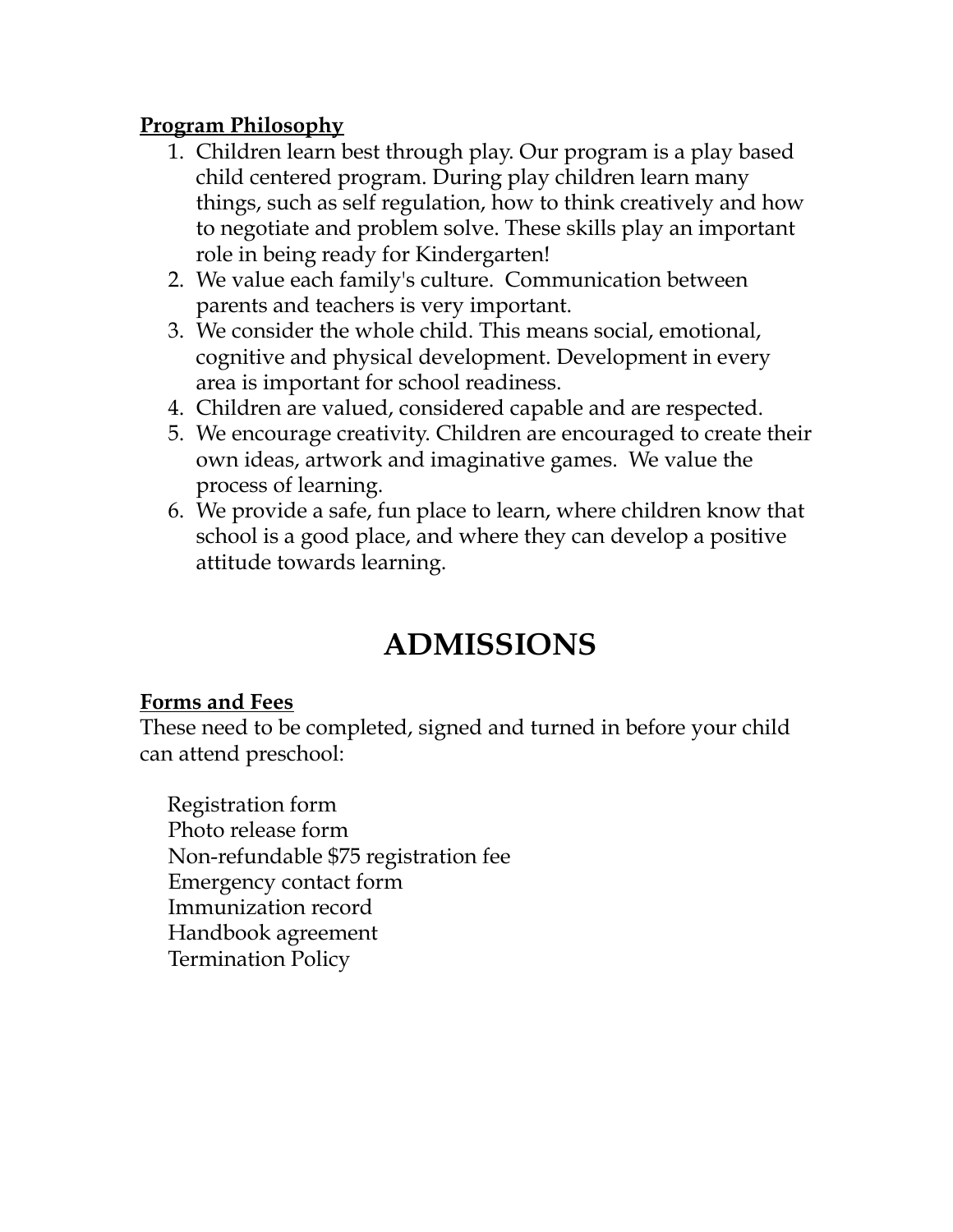**<u>Program Philosophy</u>**

1. Children learn best through play. Our program is a play based child centered program. During play children learn many things, such as self regulation, how to think creatively and how to negotiate and problem solve. These skills play an important role in being ready for Kindergarten!
2. We value each family's culture. Communication between parents and teachers is very important.
3. We consider the whole child. This means social, emotional, cognitive and physical development. Development in every area is important for school readiness.
4. Children are valued, considered capable and are respected.
5. We encourage creativity. Children are encouraged to create their own ideas, artwork and imaginative games. We value the process of learning.
6. We provide a safe, fun place to learn, where children know that school is a good place, and where they can develop a positive attitude towards learning.

# ADMISSIONS

**<u>Forms and Fees</u>**

These need to be completed, signed and turned in before your child can attend preschool:

Registration form
Photo release form
Non-refundable $75 registration fee
Emergency contact form
Immunization record
Handbook agreement
Termination Policy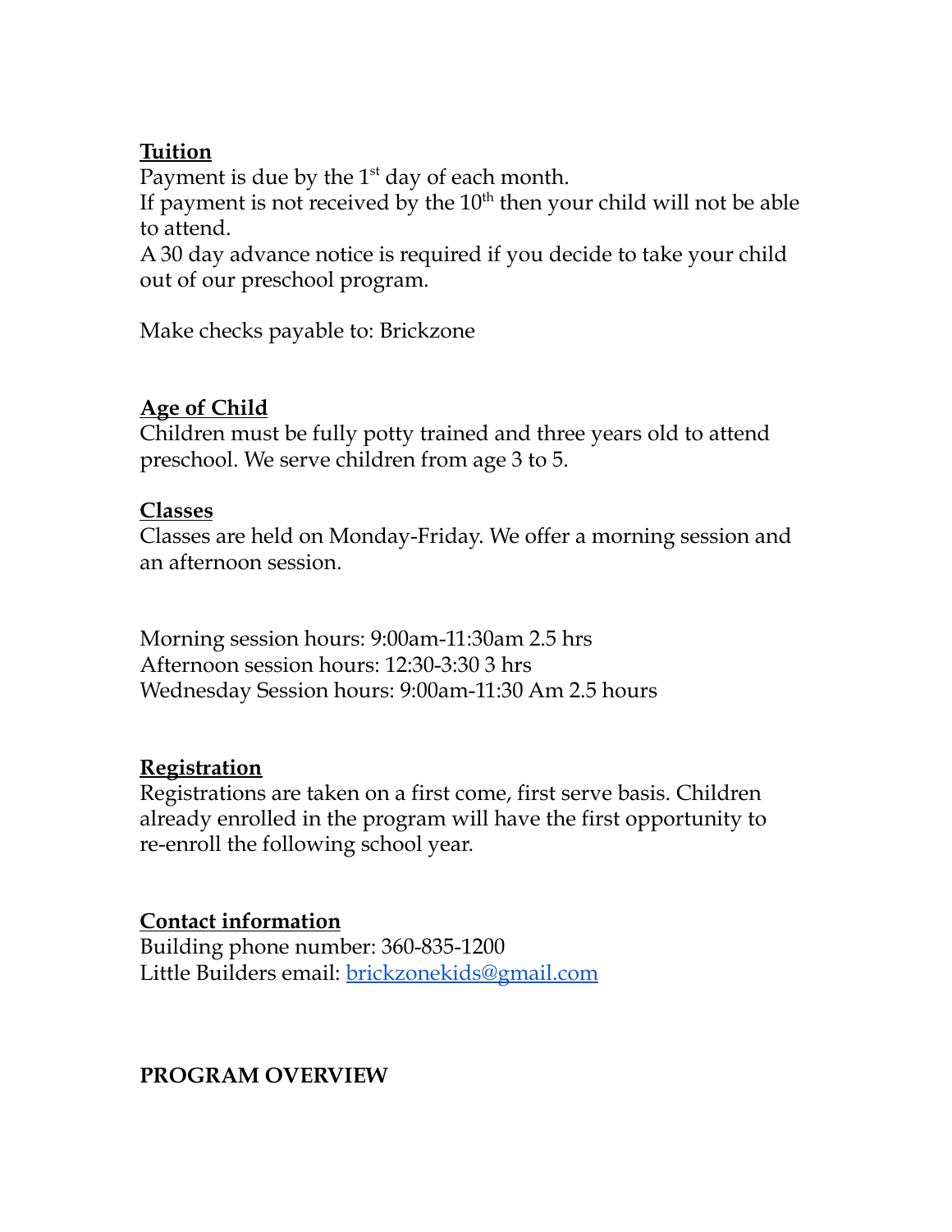**Tuition**

Payment is due by the 1st day of each month.
If payment is not received by the 10th then your child will not be able to attend.
A 30 day advance notice is required if you decide to take your child out of our preschool program.

Make checks payable to: Brickzone

**Age of Child**

Children must be fully potty trained and three years old to attend preschool. We serve children from age 3 to 5.

**Classes**

Classes are held on Monday-Friday. We offer a morning session and an afternoon session.

Morning session hours: 9:00am-11:30am 2.5 hrs
Afternoon session hours: 12:30-3:30 3 hrs
Wednesday Session hours: 9:00am-11:30 Am 2.5 hours

**Registration**

Registrations are taken on a first come, first serve basis. Children already enrolled in the program will have the first opportunity to re-enroll the following school year.

**Contact information**

Building phone number: 360-835-1200
Little Builders email: brickzonekids@gmail.com

**PROGRAM OVERVIEW**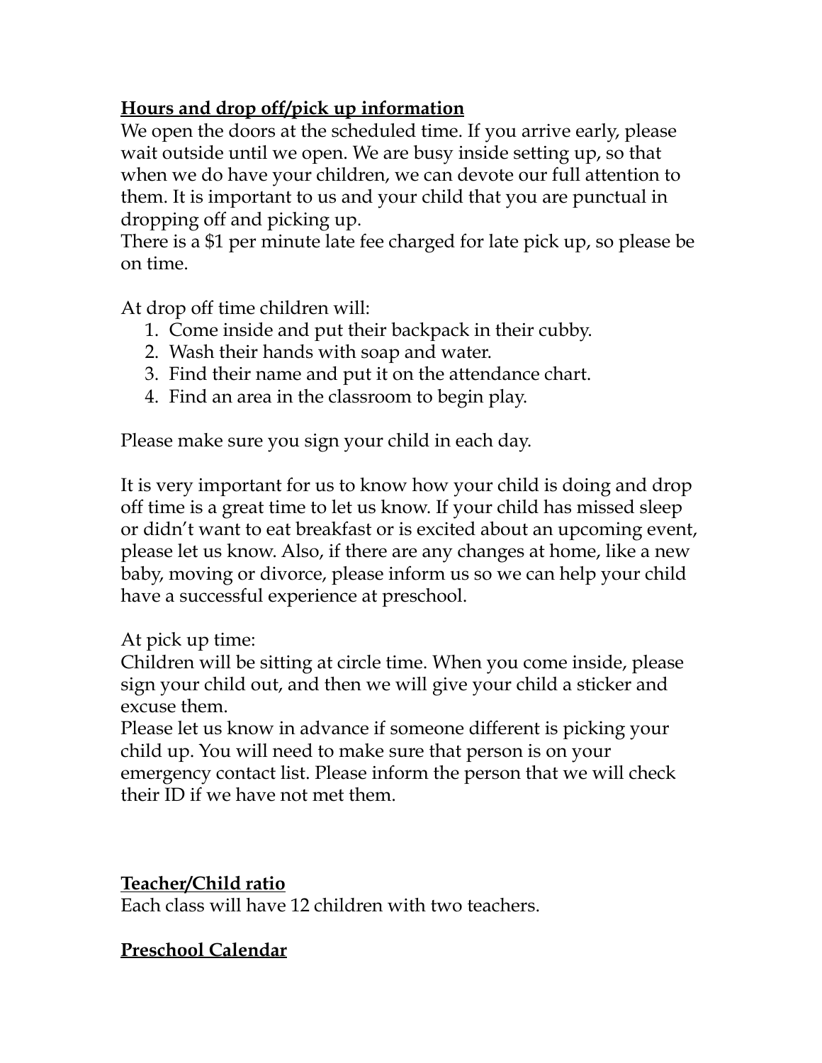**Hours and drop off/pick up information**

We open the doors at the scheduled time. If you arrive early, please wait outside until we open. We are busy inside setting up, so that when we do have your children, we can devote our full attention to them. It is important to us and your child that you are punctual in dropping off and picking up.

There is a $1 per minute late fee charged for late pick up, so please be on time.

At drop off time children will:

1. Come inside and put their backpack in their cubby.
2. Wash their hands with soap and water.
3. Find their name and put it on the attendance chart.
4. Find an area in the classroom to begin play.

Please make sure you sign your child in each day.

It is very important for us to know how your child is doing and drop off time is a great time to let us know. If your child has missed sleep or didn't want to eat breakfast or is excited about an upcoming event, please let us know. Also, if there are any changes at home, like a new baby, moving or divorce, please inform us so we can help your child have a successful experience at preschool.

At pick up time:

Children will be sitting at circle time. When you come inside, please sign your child out, and then we will give your child a sticker and excuse them.

Please let us know in advance if someone different is picking your child up. You will need to make sure that person is on your emergency contact list. Please inform the person that we will check their ID if we have not met them.

**Teacher/Child ratio**

Each class will have 12 children with two teachers.

**Preschool Calendar**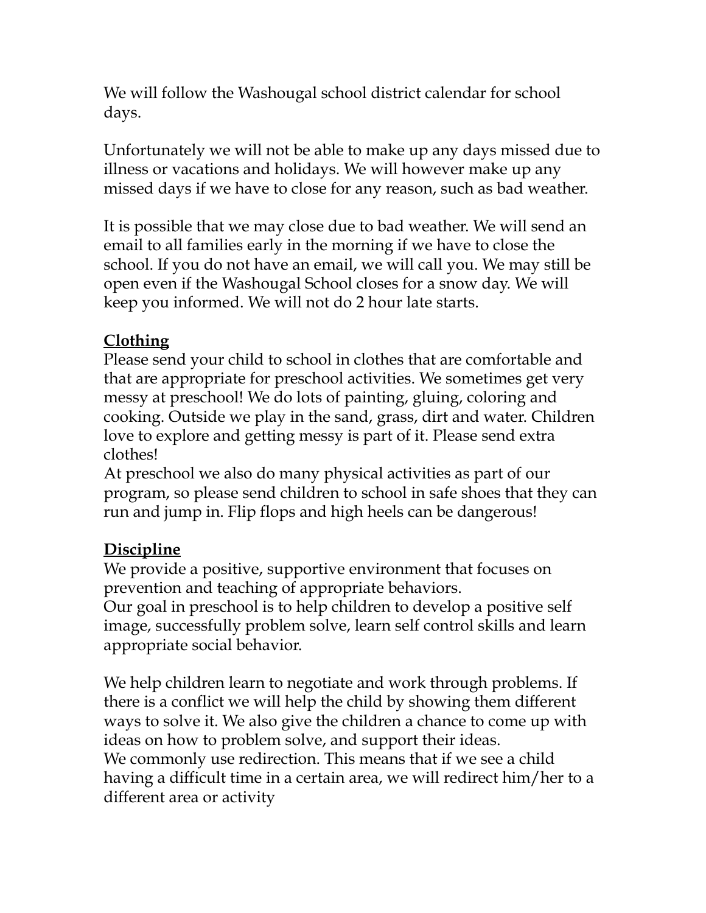We will follow the Washougal school district calendar for school days.

Unfortunately we will not be able to make up any days missed due to illness or vacations and holidays. We will however make up any missed days if we have to close for any reason, such as bad weather.

It is possible that we may close due to bad weather. We will send an email to all families early in the morning if we have to close the school. If you do not have an email, we will call you. We may still be open even if the Washougal School closes for a snow day. We will keep you informed. We will not do 2 hour late starts.

## Clothing

Please send your child to school in clothes that are comfortable and that are appropriate for preschool activities. We sometimes get very messy at preschool! We do lots of painting, gluing, coloring and cooking. Outside we play in the sand, grass, dirt and water. Children love to explore and getting messy is part of it. Please send extra clothes!

At preschool we also do many physical activities as part of our program, so please send children to school in safe shoes that they can run and jump in. Flip flops and high heels can be dangerous!

## Discipline

We provide a positive, supportive environment that focuses on prevention and teaching of appropriate behaviors.

Our goal in preschool is to help children to develop a positive self image, successfully problem solve, learn self control skills and learn appropriate social behavior.

We help children learn to negotiate and work through problems. If there is a conflict we will help the child by showing them different ways to solve it. We also give the children a chance to come up with ideas on how to problem solve, and support their ideas.

We commonly use redirection. This means that if we see a child having a difficult time in a certain area, we will redirect him/her to a different area or activity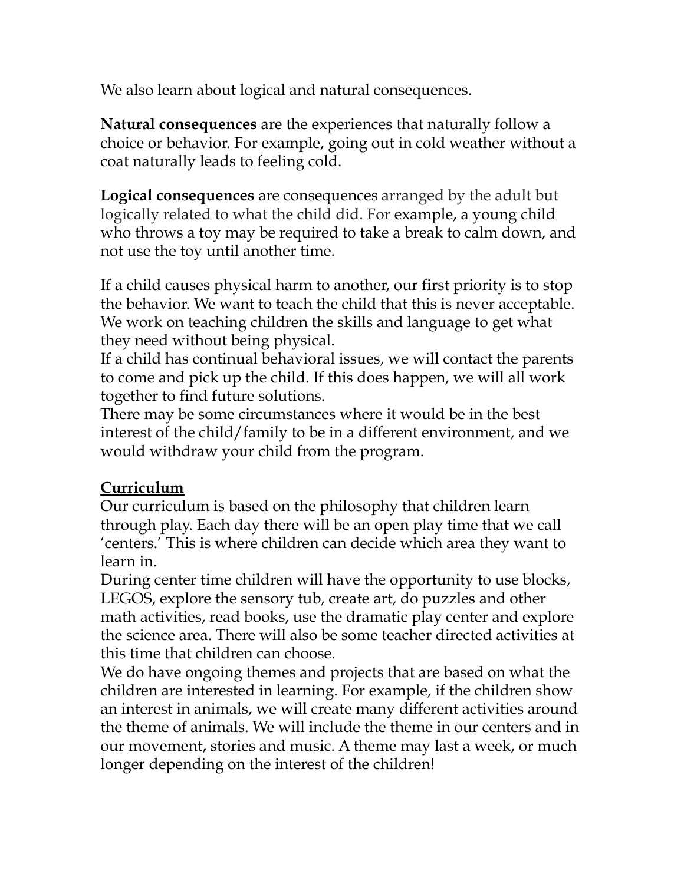We also learn about logical and natural consequences.

**Natural consequences** are the experiences that naturally follow a choice or behavior. For example, going out in cold weather without a coat naturally leads to feeling cold.

**Logical consequences** are consequences arranged by the adult but logically related to what the child did. For example, a young child who throws a toy may be required to take a break to calm down, and not use the toy until another time.

If a child causes physical harm to another, our first priority is to stop the behavior. We want to teach the child that this is never acceptable. We work on teaching children the skills and language to get what they need without being physical.
If a child has continual behavioral issues, we will contact the parents to come and pick up the child. If this does happen, we will all work together to find future solutions.
There may be some circumstances where it would be in the best interest of the child/family to be in a different environment, and we would withdraw your child from the program.

**Curriculum**

Our curriculum is based on the philosophy that children learn through play. Each day there will be an open play time that we call 'centers.' This is where children can decide which area they want to learn in.
During center time children will have the opportunity to use blocks, LEGOS, explore the sensory tub, create art, do puzzles and other math activities, read books, use the dramatic play center and explore the science area. There will also be some teacher directed activities at this time that children can choose.
We do have ongoing themes and projects that are based on what the children are interested in learning. For example, if the children show an interest in animals, we will create many different activities around the theme of animals. We will include the theme in our centers and in our movement, stories and music. A theme may last a week, or much longer depending on the interest of the children!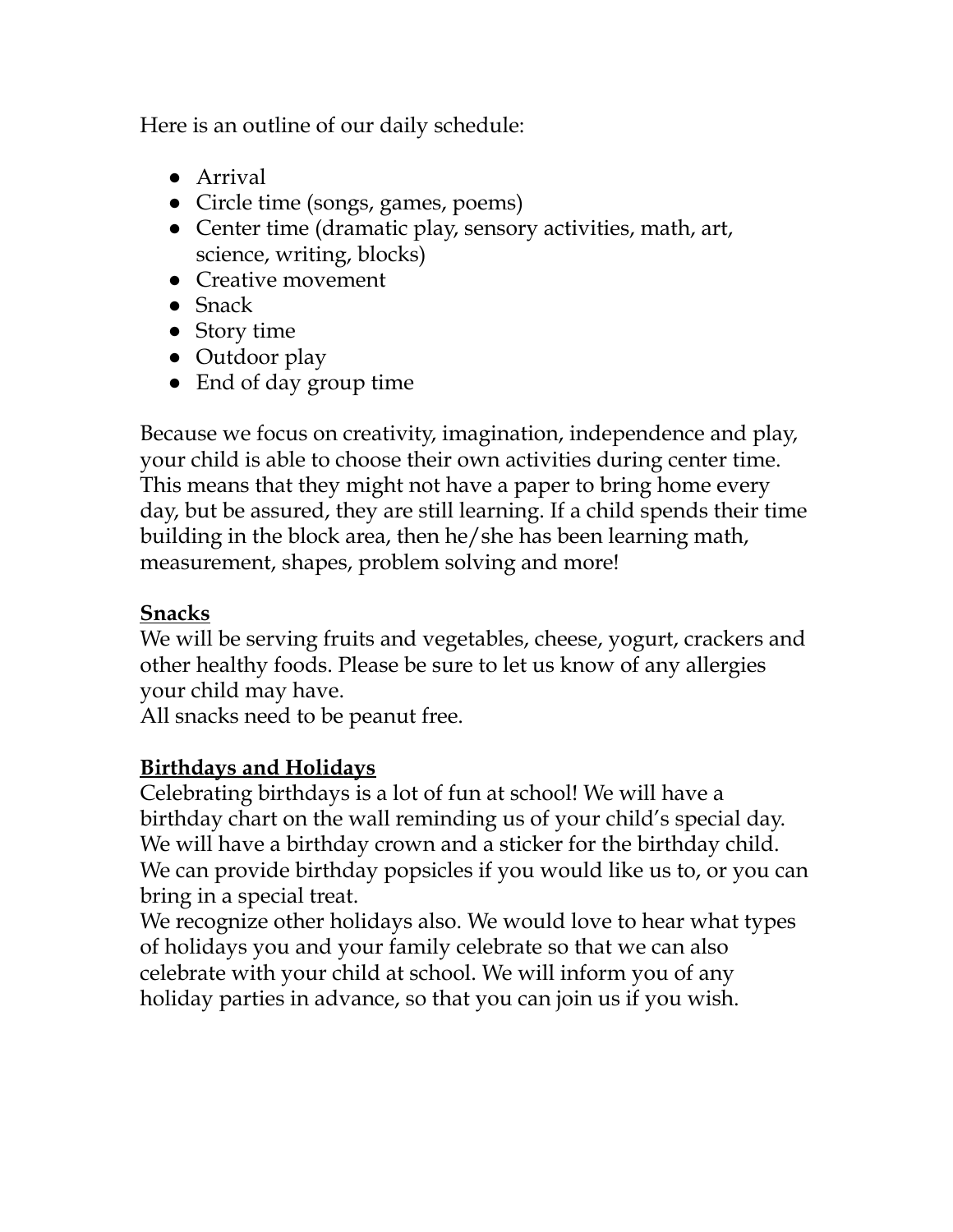Here is an outline of our daily schedule:

- Arrival
- Circle time (songs, games, poems)
- Center time (dramatic play, sensory activities, math, art, science, writing, blocks)
- Creative movement
- Snack
- Story time
- Outdoor play
- End of day group time

Because we focus on creativity, imagination, independence and play, your child is able to choose their own activities during center time. This means that they might not have a paper to bring home every day, but be assured, they are still learning. If a child spends their time building in the block area, then he/she has been learning math, measurement, shapes, problem solving and more!

## Snacks

We will be serving fruits and vegetables, cheese, yogurt, crackers and other healthy foods. Please be sure to let us know of any allergies your child may have.
All snacks need to be peanut free.

## Birthdays and Holidays

Celebrating birthdays is a lot of fun at school! We will have a birthday chart on the wall reminding us of your child's special day. We will have a birthday crown and a sticker for the birthday child. We can provide birthday popsicles if you would like us to, or you can bring in a special treat.
We recognize other holidays also. We would love to hear what types of holidays you and your family celebrate so that we can also celebrate with your child at school. We will inform you of any holiday parties in advance, so that you can join us if you wish.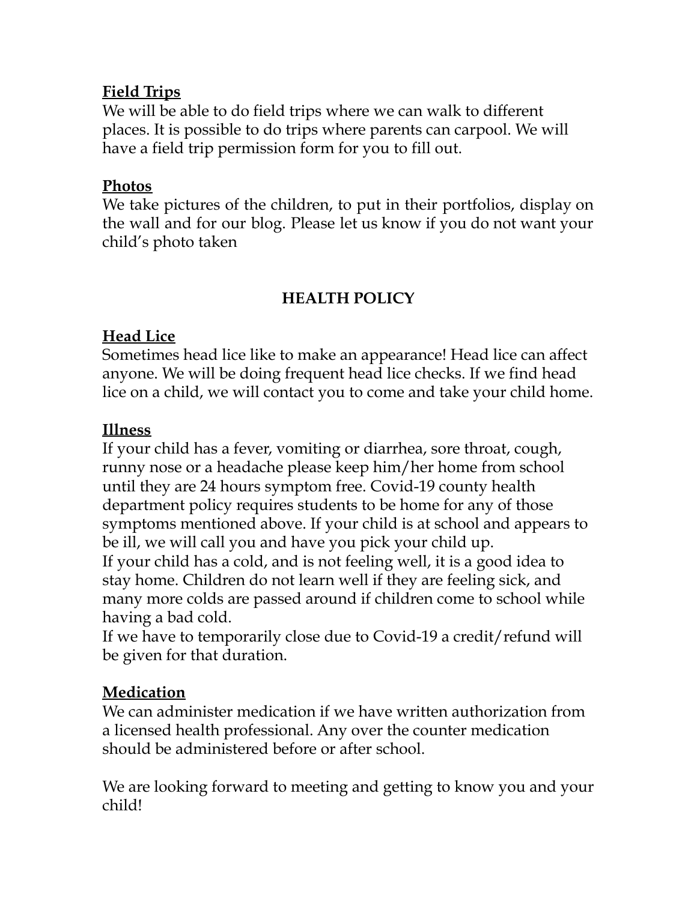**Field Trips**

We will be able to do field trips where we can walk to different places. It is possible to do trips where parents can carpool. We will have a field trip permission form for you to fill out.

**Photos**

We take pictures of the children, to put in their portfolios, display on the wall and for our blog. Please let us know if you do not want your child's photo taken

## HEALTH POLICY

**Head Lice**

Sometimes head lice like to make an appearance! Head lice can affect anyone. We will be doing frequent head lice checks. If we find head lice on a child, we will contact you to come and take your child home.

**Illness**

If your child has a fever, vomiting or diarrhea, sore throat, cough, runny nose or a headache please keep him/her home from school until they are 24 hours symptom free. Covid-19 county health department policy requires students to be home for any of those symptoms mentioned above. If your child is at school and appears to be ill, we will call you and have you pick your child up.
If your child has a cold, and is not feeling well, it is a good idea to stay home. Children do not learn well if they are feeling sick, and many more colds are passed around if children come to school while having a bad cold.
If we have to temporarily close due to Covid-19 a credit/refund will be given for that duration.

**Medication**

We can administer medication if we have written authorization from a licensed health professional. Any over the counter medication should be administered before or after school.

We are looking forward to meeting and getting to know you and your child!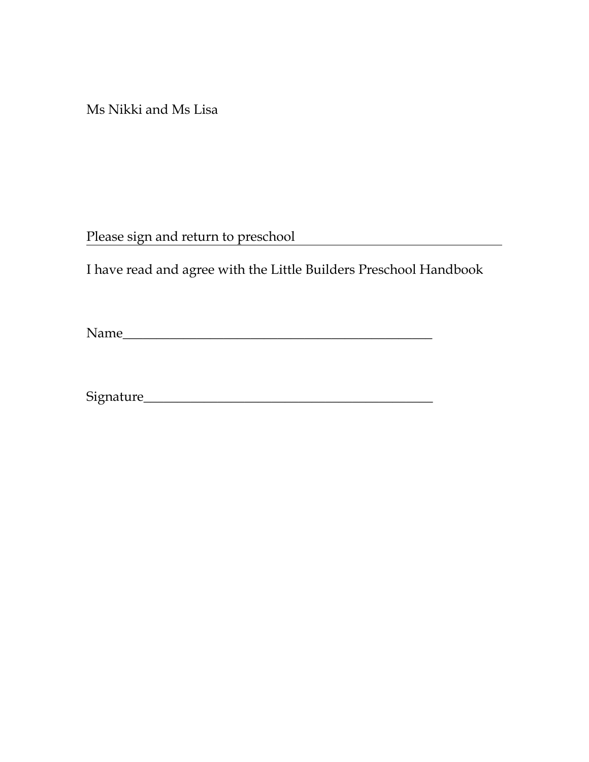Ms Nikki and Ms Lisa

Please sign and return to preschool

I have read and agree with the Little Builders Preschool Handbook

Name_______________________________________________

Signature____________________________________________